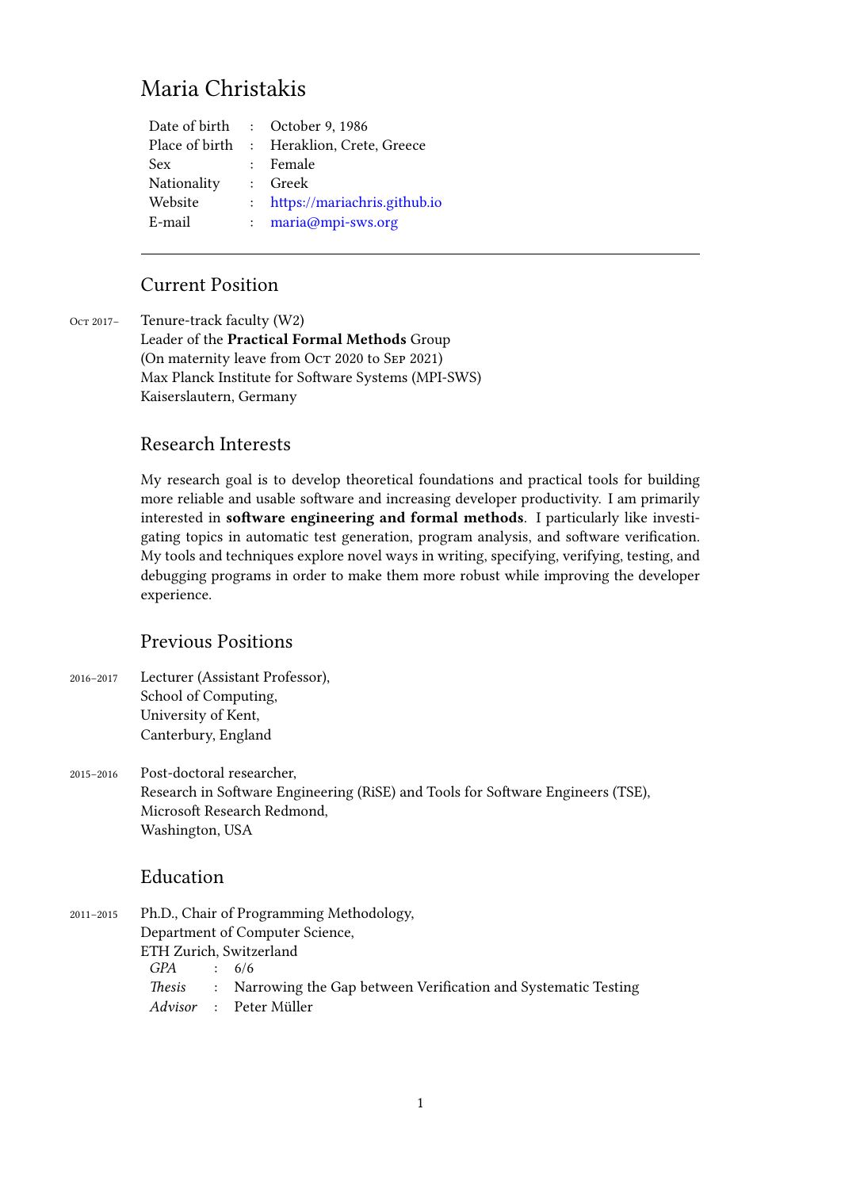# Maria Christakis

| | | |
|---|---|---|
| Date of birth | : | October 9, 1986 |
| Place of birth | : | Heraklion, Crete, Greece |
| Sex | : | Female |
| Nationality | : | Greek |
| Website | : | https://mariachris.github.io |
| E-mail | : | maria@mpi-sws.org |

---

## Current Position

Oct 2017– Tenure-track faculty (W2)
Leader of the **Practical Formal Methods** Group
(On maternity leave from Oct 2020 to Sep 2021)
Max Planck Institute for Software Systems (MPI-SWS)
Kaiserslautern, Germany

## Research Interests

My research goal is to develop theoretical foundations and practical tools for building more reliable and usable software and increasing developer productivity. I am primarily interested in **software engineering and formal methods**. I particularly like investigating topics in automatic test generation, program analysis, and software verification. My tools and techniques explore novel ways in writing, specifying, verifying, testing, and debugging programs in order to make them more robust while improving the developer experience.

## Previous Positions

2016–2017 Lecturer (Assistant Professor),
School of Computing,
University of Kent,
Canterbury, England

2015–2016 Post-doctoral researcher,
Research in Software Engineering (RiSE) and Tools for Software Engineers (TSE),
Microsoft Research Redmond,
Washington, USA

## Education

2011–2015 Ph.D., Chair of Programming Methodology,
Department of Computer Science,
ETH Zurich, Switzerland

| | | |
|---|---|---|
| *GPA* | : | 6/6 |
| *Thesis* | : | Narrowing the Gap between Verification and Systematic Testing |
| *Advisor* | : | Peter Müller |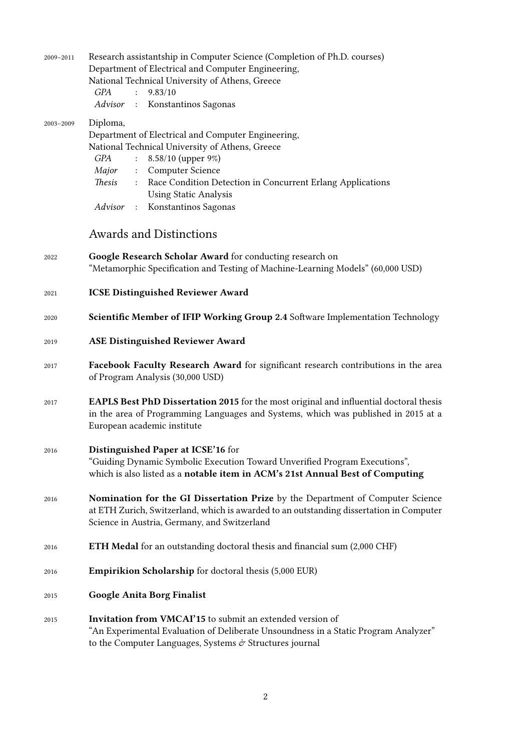2009–2011 Research assistantship in Computer Science (Completion of Ph.D. courses)
Department of Electrical and Computer Engineering,
National Technical University of Athens, Greece
*GPA* : 9.83/10
*Advisor* : Konstantinos Sagonas

2003–2009 Diploma,
Department of Electrical and Computer Engineering,
National Technical University of Athens, Greece
*GPA* : 8.58/10 (upper 9%)
*Major* : Computer Science
*Thesis* : Race Condition Detection in Concurrent Erlang Applications Using Static Analysis
*Advisor* : Konstantinos Sagonas

## Awards and Distinctions

2022 **Google Research Scholar Award** for conducting research on "Metamorphic Specification and Testing of Machine-Learning Models" (60,000 USD)

2021 **ICSE Distinguished Reviewer Award**

2020 **Scientific Member of IFIP Working Group 2.4** Software Implementation Technology

2019 **ASE Distinguished Reviewer Award**

2017 **Facebook Faculty Research Award** for significant research contributions in the area of Program Analysis (30,000 USD)

2017 **EAPLS Best PhD Dissertation 2015** for the most original and influential doctoral thesis in the area of Programming Languages and Systems, which was published in 2015 at a European academic institute

2016 **Distinguished Paper at ICSE'16** for "Guiding Dynamic Symbolic Execution Toward Unverified Program Executions", which is also listed as a **notable item in ACM's 21st Annual Best of Computing**

2016 **Nomination for the GI Dissertation Prize** by the Department of Computer Science at ETH Zurich, Switzerland, which is awarded to an outstanding dissertation in Computer Science in Austria, Germany, and Switzerland

2016 **ETH Medal** for an outstanding doctoral thesis and financial sum (2,000 CHF)

2016 **Empirikion Scholarship** for doctoral thesis (5,000 EUR)

2015 **Google Anita Borg Finalist**

2015 **Invitation from VMCAI'15** to submit an extended version of "An Experimental Evaluation of Deliberate Unsoundness in a Static Program Analyzer" to the Computer Languages, Systems & Structures journal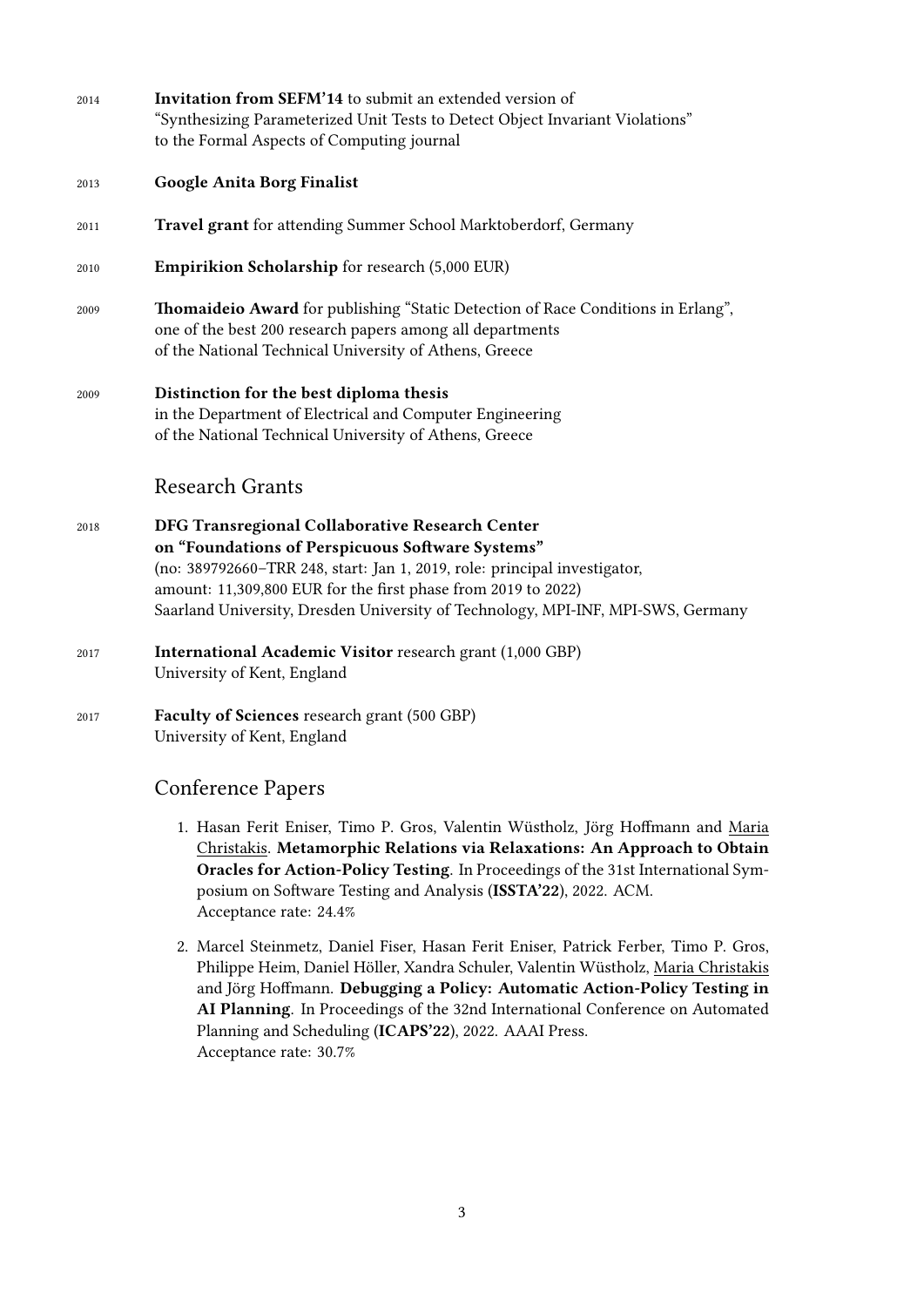2014 **Invitation from SEFM'14** to submit an extended version of
"Synthesizing Parameterized Unit Tests to Detect Object Invariant Violations"
to the Formal Aspects of Computing journal

2013 **Google Anita Borg Finalist**

2011 **Travel grant** for attending Summer School Marktoberdorf, Germany

2010 **Empirikion Scholarship** for research (5,000 EUR)

2009 **Thomaideio Award** for publishing "Static Detection of Race Conditions in Erlang",
one of the best 200 research papers among all departments
of the National Technical University of Athens, Greece

2009 **Distinction for the best diploma thesis**
in the Department of Electrical and Computer Engineering
of the National Technical University of Athens, Greece

## Research Grants

2018 **DFG Transregional Collaborative Research Center on "Foundations of Perspicuous Software Systems"**
(no: 389792660–TRR 248, start: Jan 1, 2019, role: principal investigator,
amount: 11,309,800 EUR for the first phase from 2019 to 2022)
Saarland University, Dresden University of Technology, MPI-INF, MPI-SWS, Germany

2017 **International Academic Visitor** research grant (1,000 GBP)
University of Kent, England

2017 **Faculty of Sciences** research grant (500 GBP)
University of Kent, England

## Conference Papers

1. Hasan Ferit Eniser, Timo P. Gros, Valentin Wüstholz, Jörg Hoffmann and Maria Christakis. **Metamorphic Relations via Relaxations: An Approach to Obtain Oracles for Action-Policy Testing**. In Proceedings of the 31st International Symposium on Software Testing and Analysis (**ISSTA'22**), 2022. ACM.
Acceptance rate: 24.4%

2. Marcel Steinmetz, Daniel Fiser, Hasan Ferit Eniser, Patrick Ferber, Timo P. Gros, Philippe Heim, Daniel Höller, Xandra Schuler, Valentin Wüstholz, Maria Christakis and Jörg Hoffmann. **Debugging a Policy: Automatic Action-Policy Testing in AI Planning**. In Proceedings of the 32nd International Conference on Automated Planning and Scheduling (**ICAPS'22**), 2022. AAAI Press.
Acceptance rate: 30.7%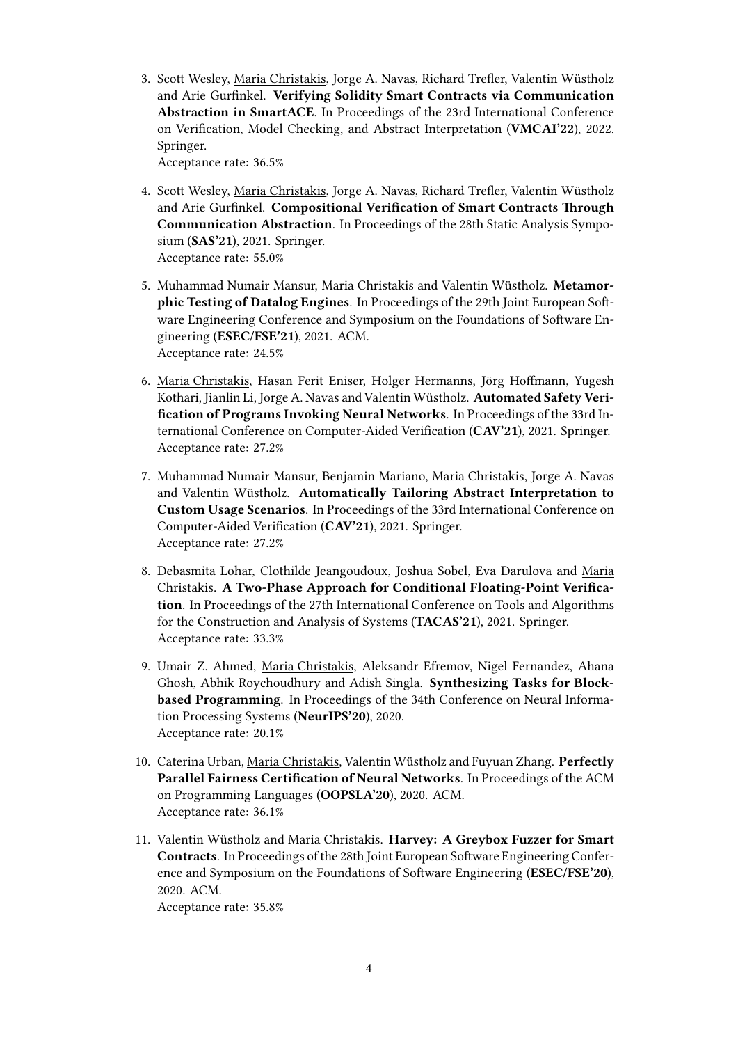3. Scott Wesley, Maria Christakis, Jorge A. Navas, Richard Trefler, Valentin Wüstholz and Arie Gurfinkel. **Verifying Solidity Smart Contracts via Communication Abstraction in SmartACE**. In Proceedings of the 23rd International Conference on Verification, Model Checking, and Abstract Interpretation (**VMCAI'22**), 2022. Springer.
   Acceptance rate: 36.5%

4. Scott Wesley, Maria Christakis, Jorge A. Navas, Richard Trefler, Valentin Wüstholz and Arie Gurfinkel. **Compositional Verification of Smart Contracts Through Communication Abstraction**. In Proceedings of the 28th Static Analysis Symposium (**SAS'21**), 2021. Springer.
   Acceptance rate: 55.0%

5. Muhammad Numair Mansur, Maria Christakis and Valentin Wüstholz. **Metamorphic Testing of Datalog Engines**. In Proceedings of the 29th Joint European Software Engineering Conference and Symposium on the Foundations of Software Engineering (**ESEC/FSE'21**), 2021. ACM.
   Acceptance rate: 24.5%

6. Maria Christakis, Hasan Ferit Eniser, Holger Hermanns, Jörg Hoffmann, Yugesh Kothari, Jianlin Li, Jorge A. Navas and Valentin Wüstholz. **Automated Safety Verification of Programs Invoking Neural Networks**. In Proceedings of the 33rd International Conference on Computer-Aided Verification (**CAV'21**), 2021. Springer.
   Acceptance rate: 27.2%

7. Muhammad Numair Mansur, Benjamin Mariano, Maria Christakis, Jorge A. Navas and Valentin Wüstholz. **Automatically Tailoring Abstract Interpretation to Custom Usage Scenarios**. In Proceedings of the 33rd International Conference on Computer-Aided Verification (**CAV'21**), 2021. Springer.
   Acceptance rate: 27.2%

8. Debasmita Lohar, Clothilde Jeangoudoux, Joshua Sobel, Eva Darulova and Maria Christakis. **A Two-Phase Approach for Conditional Floating-Point Verification**. In Proceedings of the 27th International Conference on Tools and Algorithms for the Construction and Analysis of Systems (**TACAS'21**), 2021. Springer.
   Acceptance rate: 33.3%

9. Umair Z. Ahmed, Maria Christakis, Aleksandr Efremov, Nigel Fernandez, Ahana Ghosh, Abhik Roychoudhury and Adish Singla. **Synthesizing Tasks for Block-based Programming**. In Proceedings of the 34th Conference on Neural Information Processing Systems (**NeurIPS'20**), 2020.
   Acceptance rate: 20.1%

10. Caterina Urban, Maria Christakis, Valentin Wüstholz and Fuyuan Zhang. **Perfectly Parallel Fairness Certification of Neural Networks**. In Proceedings of the ACM on Programming Languages (**OOPSLA'20**), 2020. ACM.
    Acceptance rate: 36.1%

11. Valentin Wüstholz and Maria Christakis. **Harvey: A Greybox Fuzzer for Smart Contracts**. In Proceedings of the 28th Joint European Software Engineering Conference and Symposium on the Foundations of Software Engineering (**ESEC/FSE'20**), 2020. ACM.
    Acceptance rate: 35.8%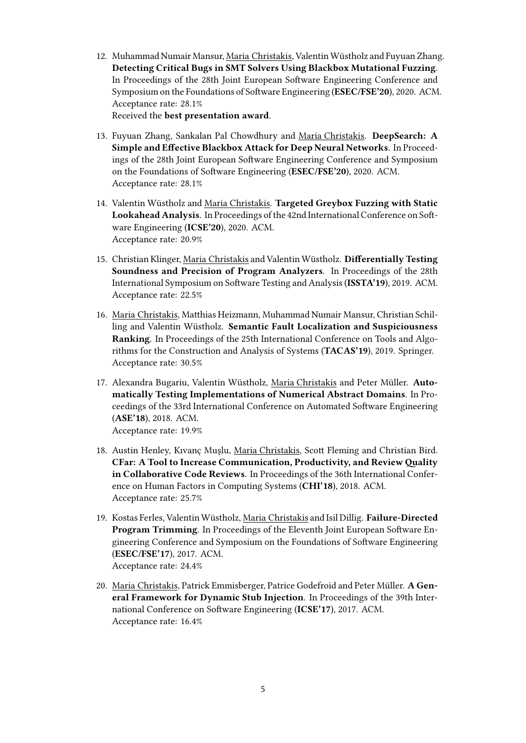12. Muhammad Numair Mansur, Maria Christakis, Valentin Wüstholz and Fuyuan Zhang. **Detecting Critical Bugs in SMT Solvers Using Blackbox Mutational Fuzzing**. In Proceedings of the 28th Joint European Software Engineering Conference and Symposium on the Foundations of Software Engineering (**ESEC/FSE'20**), 2020. ACM.
    Acceptance rate: 28.1%
    Received the **best presentation award**.

13. Fuyuan Zhang, Sankalan Pal Chowdhury and Maria Christakis. **DeepSearch: A Simple and Effective Blackbox Attack for Deep Neural Networks**. In Proceedings of the 28th Joint European Software Engineering Conference and Symposium on the Foundations of Software Engineering (**ESEC/FSE'20**), 2020. ACM.
    Acceptance rate: 28.1%

14. Valentin Wüstholz and Maria Christakis. **Targeted Greybox Fuzzing with Static Lookahead Analysis**. In Proceedings of the 42nd International Conference on Software Engineering (**ICSE'20**), 2020. ACM.
    Acceptance rate: 20.9%

15. Christian Klinger, Maria Christakis and Valentin Wüstholz. **Differentially Testing Soundness and Precision of Program Analyzers**. In Proceedings of the 28th International Symposium on Software Testing and Analysis (**ISSTA'19**), 2019. ACM.
    Acceptance rate: 22.5%

16. Maria Christakis, Matthias Heizmann, Muhammad Numair Mansur, Christian Schilling and Valentin Wüstholz. **Semantic Fault Localization and Suspiciousness Ranking**. In Proceedings of the 25th International Conference on Tools and Algorithms for the Construction and Analysis of Systems (**TACAS'19**), 2019. Springer.
    Acceptance rate: 30.5%

17. Alexandra Bugariu, Valentin Wüstholz, Maria Christakis and Peter Müller. **Automatically Testing Implementations of Numerical Abstract Domains**. In Proceedings of the 33rd International Conference on Automated Software Engineering (**ASE'18**), 2018. ACM.
    Acceptance rate: 19.9%

18. Austin Henley, Kıvanç Muşlu, Maria Christakis, Scott Fleming and Christian Bird. **CFar: A Tool to Increase Communication, Productivity, and Review Quality in Collaborative Code Reviews**. In Proceedings of the 36th International Conference on Human Factors in Computing Systems (**CHI'18**), 2018. ACM.
    Acceptance rate: 25.7%

19. Kostas Ferles, Valentin Wüstholz, Maria Christakis and Isil Dillig. **Failure-Directed Program Trimming**. In Proceedings of the Eleventh Joint European Software Engineering Conference and Symposium on the Foundations of Software Engineering (**ESEC/FSE'17**), 2017. ACM.
    Acceptance rate: 24.4%

20. Maria Christakis, Patrick Emmisberger, Patrice Godefroid and Peter Müller. **A General Framework for Dynamic Stub Injection**. In Proceedings of the 39th International Conference on Software Engineering (**ICSE'17**), 2017. ACM.
    Acceptance rate: 16.4%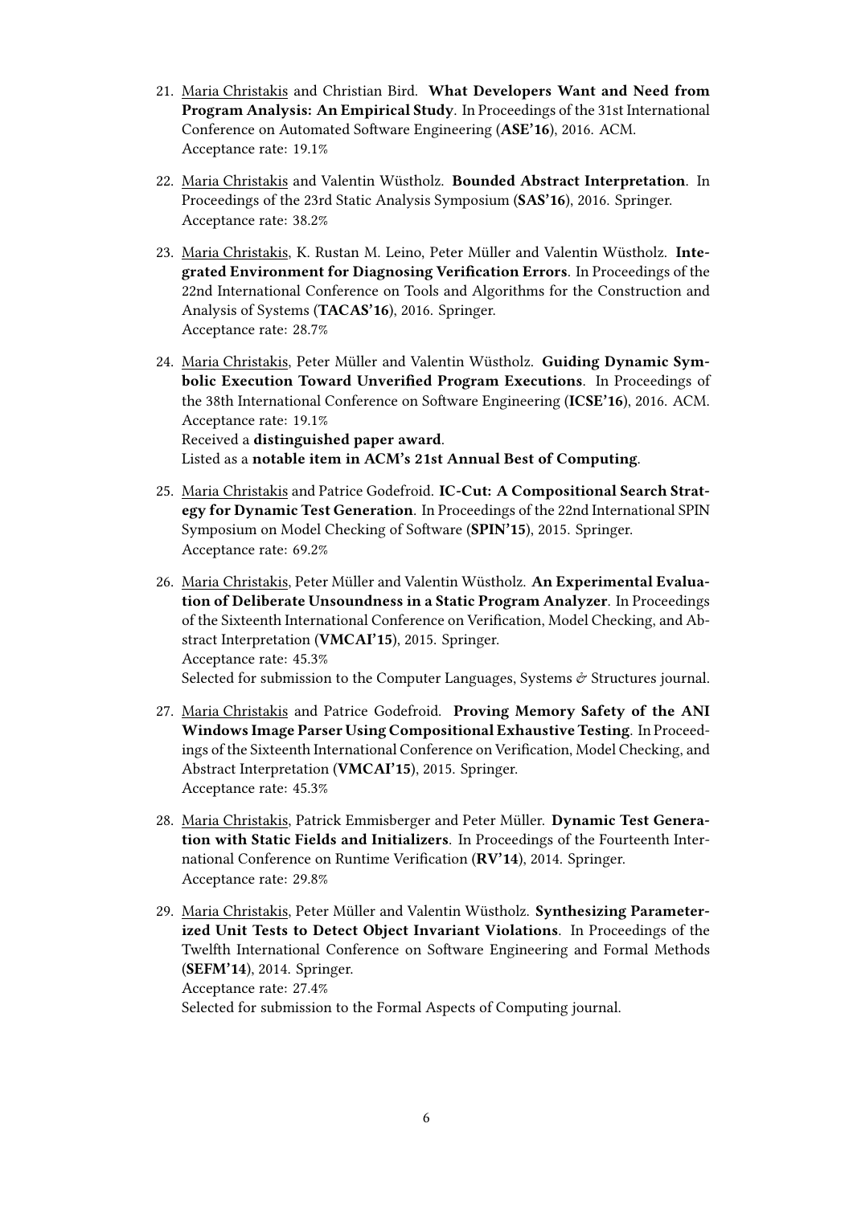21. Maria Christakis and Christian Bird. **What Developers Want and Need from Program Analysis: An Empirical Study**. In Proceedings of the 31st International Conference on Automated Software Engineering (**ASE'16**), 2016. ACM.
    Acceptance rate: 19.1%

22. Maria Christakis and Valentin Wüstholz. **Bounded Abstract Interpretation**. In Proceedings of the 23rd Static Analysis Symposium (**SAS'16**), 2016. Springer.
    Acceptance rate: 38.2%

23. Maria Christakis, K. Rustan M. Leino, Peter Müller and Valentin Wüstholz. **Integrated Environment for Diagnosing Verification Errors**. In Proceedings of the 22nd International Conference on Tools and Algorithms for the Construction and Analysis of Systems (**TACAS'16**), 2016. Springer.
    Acceptance rate: 28.7%

24. Maria Christakis, Peter Müller and Valentin Wüstholz. **Guiding Dynamic Symbolic Execution Toward Unverified Program Executions**. In Proceedings of the 38th International Conference on Software Engineering (**ICSE'16**), 2016. ACM.
    Acceptance rate: 19.1%
    Received a **distinguished paper award**.
    Listed as a **notable item in ACM's 21st Annual Best of Computing**.

25. Maria Christakis and Patrice Godefroid. **IC-Cut: A Compositional Search Strategy for Dynamic Test Generation**. In Proceedings of the 22nd International SPIN Symposium on Model Checking of Software (**SPIN'15**), 2015. Springer.
    Acceptance rate: 69.2%

26. Maria Christakis, Peter Müller and Valentin Wüstholz. **An Experimental Evaluation of Deliberate Unsoundness in a Static Program Analyzer**. In Proceedings of the Sixteenth International Conference on Verification, Model Checking, and Abstract Interpretation (**VMCAI'15**), 2015. Springer.
    Acceptance rate: 45.3%
    Selected for submission to the Computer Languages, Systems & Structures journal.

27. Maria Christakis and Patrice Godefroid. **Proving Memory Safety of the ANI Windows Image Parser Using Compositional Exhaustive Testing**. In Proceedings of the Sixteenth International Conference on Verification, Model Checking, and Abstract Interpretation (**VMCAI'15**), 2015. Springer.
    Acceptance rate: 45.3%

28. Maria Christakis, Patrick Emmisberger and Peter Müller. **Dynamic Test Generation with Static Fields and Initializers**. In Proceedings of the Fourteenth International Conference on Runtime Verification (**RV'14**), 2014. Springer.
    Acceptance rate: 29.8%

29. Maria Christakis, Peter Müller and Valentin Wüstholz. **Synthesizing Parameterized Unit Tests to Detect Object Invariant Violations**. In Proceedings of the Twelfth International Conference on Software Engineering and Formal Methods (**SEFM'14**), 2014. Springer.
    Acceptance rate: 27.4%
    Selected for submission to the Formal Aspects of Computing journal.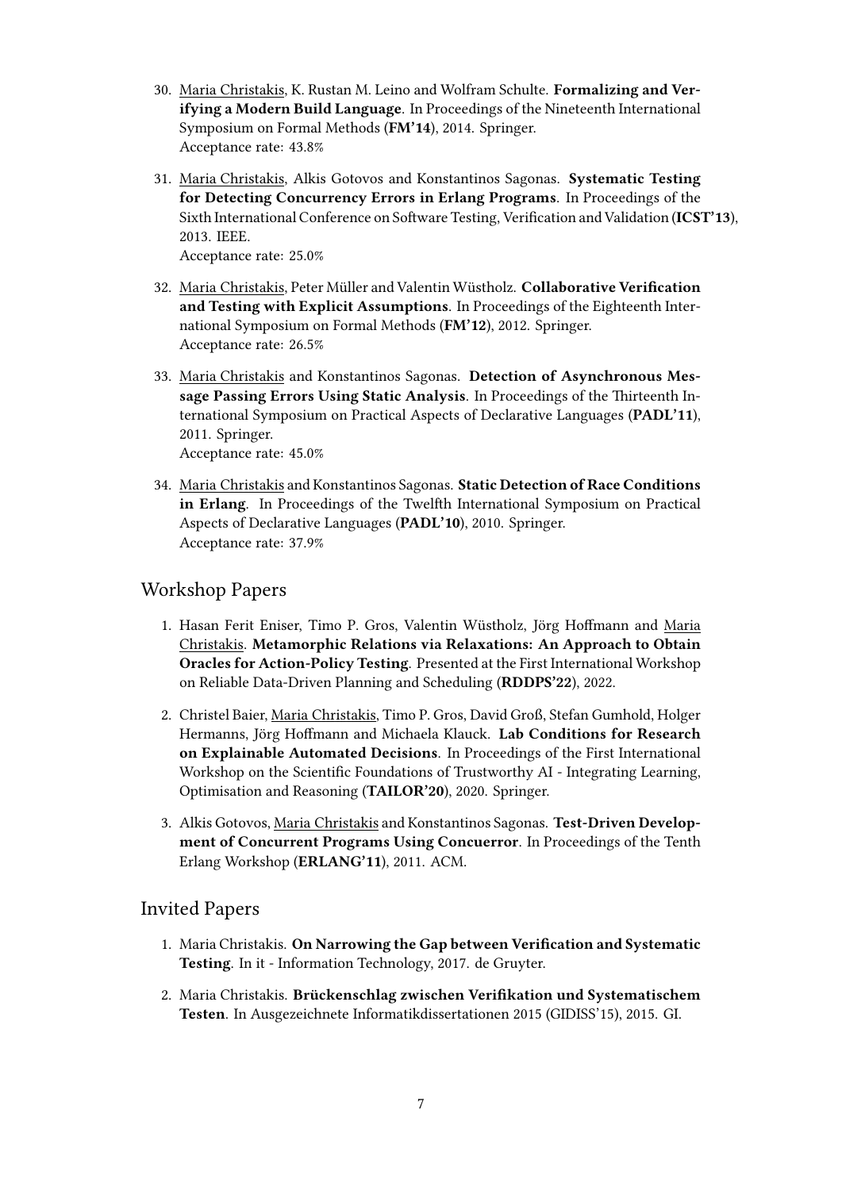30. Maria Christakis, K. Rustan M. Leino and Wolfram Schulte. **Formalizing and Verifying a Modern Build Language**. In Proceedings of the Nineteenth International Symposium on Formal Methods (**FM'14**), 2014. Springer.
    Acceptance rate: 43.8%

31. Maria Christakis, Alkis Gotovos and Konstantinos Sagonas. **Systematic Testing for Detecting Concurrency Errors in Erlang Programs**. In Proceedings of the Sixth International Conference on Software Testing, Verification and Validation (**ICST'13**), 2013. IEEE.
    Acceptance rate: 25.0%

32. Maria Christakis, Peter Müller and Valentin Wüstholz. **Collaborative Verification and Testing with Explicit Assumptions**. In Proceedings of the Eighteenth International Symposium on Formal Methods (**FM'12**), 2012. Springer.
    Acceptance rate: 26.5%

33. Maria Christakis and Konstantinos Sagonas. **Detection of Asynchronous Message Passing Errors Using Static Analysis**. In Proceedings of the Thirteenth International Symposium on Practical Aspects of Declarative Languages (**PADL'11**), 2011. Springer.
    Acceptance rate: 45.0%

34. Maria Christakis and Konstantinos Sagonas. **Static Detection of Race Conditions in Erlang**. In Proceedings of the Twelfth International Symposium on Practical Aspects of Declarative Languages (**PADL'10**), 2010. Springer.
    Acceptance rate: 37.9%

## Workshop Papers

1. Hasan Ferit Eniser, Timo P. Gros, Valentin Wüstholz, Jörg Hoffmann and Maria Christakis. **Metamorphic Relations via Relaxations: An Approach to Obtain Oracles for Action-Policy Testing**. Presented at the First International Workshop on Reliable Data-Driven Planning and Scheduling (**RDDPS'22**), 2022.

2. Christel Baier, Maria Christakis, Timo P. Gros, David Groß, Stefan Gumhold, Holger Hermanns, Jörg Hoffmann and Michaela Klauck. **Lab Conditions for Research on Explainable Automated Decisions**. In Proceedings of the First International Workshop on the Scientific Foundations of Trustworthy AI - Integrating Learning, Optimisation and Reasoning (**TAILOR'20**), 2020. Springer.

3. Alkis Gotovos, Maria Christakis and Konstantinos Sagonas. **Test-Driven Development of Concurrent Programs Using Concuerror**. In Proceedings of the Tenth Erlang Workshop (**ERLANG'11**), 2011. ACM.

## Invited Papers

1. Maria Christakis. **On Narrowing the Gap between Verification and Systematic Testing**. In it - Information Technology, 2017. de Gruyter.

2. Maria Christakis. **Brückenschlag zwischen Verifikation und Systematischem Testen**. In Ausgezeichnete Informatikdissertationen 2015 (GIDISS'15), 2015. GI.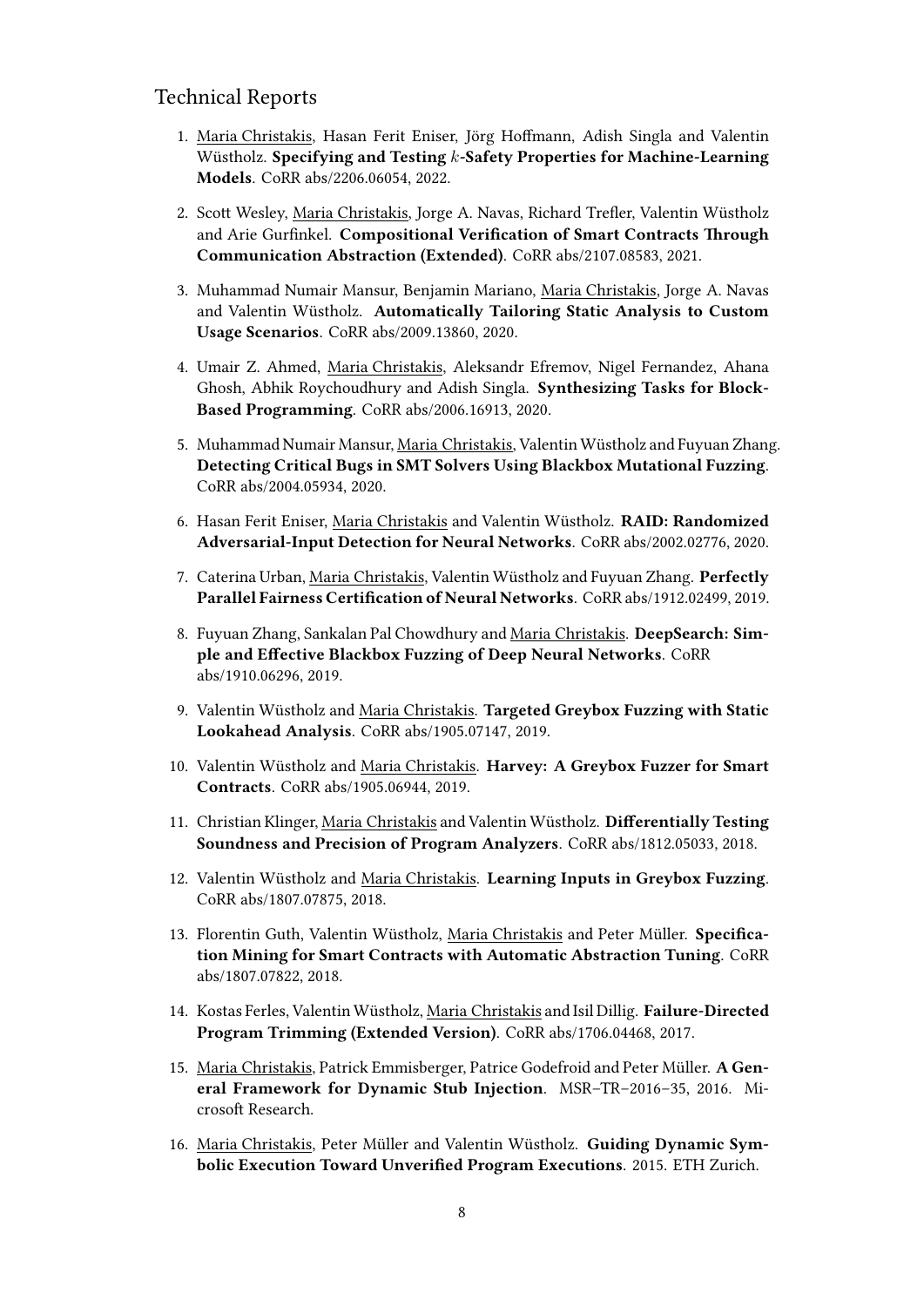## Technical Reports

1. Maria Christakis, Hasan Ferit Eniser, Jörg Hoffmann, Adish Singla and Valentin Wüstholz. **Specifying and Testing $k$-Safety Properties for Machine-Learning Models**. CoRR abs/2206.06054, 2022.

2. Scott Wesley, Maria Christakis, Jorge A. Navas, Richard Trefler, Valentin Wüstholz and Arie Gurfinkel. **Compositional Verification of Smart Contracts Through Communication Abstraction (Extended)**. CoRR abs/2107.08583, 2021.

3. Muhammad Numair Mansur, Benjamin Mariano, Maria Christakis, Jorge A. Navas and Valentin Wüstholz. **Automatically Tailoring Static Analysis to Custom Usage Scenarios**. CoRR abs/2009.13860, 2020.

4. Umair Z. Ahmed, Maria Christakis, Aleksandr Efremov, Nigel Fernandez, Ahana Ghosh, Abhik Roychoudhury and Adish Singla. **Synthesizing Tasks for Block-Based Programming**. CoRR abs/2006.16913, 2020.

5. Muhammad Numair Mansur, Maria Christakis, Valentin Wüstholz and Fuyuan Zhang. **Detecting Critical Bugs in SMT Solvers Using Blackbox Mutational Fuzzing**. CoRR abs/2004.05934, 2020.

6. Hasan Ferit Eniser, Maria Christakis and Valentin Wüstholz. **RAID: Randomized Adversarial-Input Detection for Neural Networks**. CoRR abs/2002.02776, 2020.

7. Caterina Urban, Maria Christakis, Valentin Wüstholz and Fuyuan Zhang. **Perfectly Parallel Fairness Certification of Neural Networks**. CoRR abs/1912.02499, 2019.

8. Fuyuan Zhang, Sankalan Pal Chowdhury and Maria Christakis. **DeepSearch: Simple and Effective Blackbox Fuzzing of Deep Neural Networks**. CoRR abs/1910.06296, 2019.

9. Valentin Wüstholz and Maria Christakis. **Targeted Greybox Fuzzing with Static Lookahead Analysis**. CoRR abs/1905.07147, 2019.

10. Valentin Wüstholz and Maria Christakis. **Harvey: A Greybox Fuzzer for Smart Contracts**. CoRR abs/1905.06944, 2019.

11. Christian Klinger, Maria Christakis and Valentin Wüstholz. **Differentially Testing Soundness and Precision of Program Analyzers**. CoRR abs/1812.05033, 2018.

12. Valentin Wüstholz and Maria Christakis. **Learning Inputs in Greybox Fuzzing**. CoRR abs/1807.07875, 2018.

13. Florentin Guth, Valentin Wüstholz, Maria Christakis and Peter Müller. **Specification Mining for Smart Contracts with Automatic Abstraction Tuning**. CoRR abs/1807.07822, 2018.

14. Kostas Ferles, Valentin Wüstholz, Maria Christakis and Isil Dillig. **Failure-Directed Program Trimming (Extended Version)**. CoRR abs/1706.04468, 2017.

15. Maria Christakis, Patrick Emmisberger, Patrice Godefroid and Peter Müller. **A General Framework for Dynamic Stub Injection**. MSR–TR–2016–35, 2016. Microsoft Research.

16. Maria Christakis, Peter Müller and Valentin Wüstholz. **Guiding Dynamic Symbolic Execution Toward Unverified Program Executions**. 2015. ETH Zurich.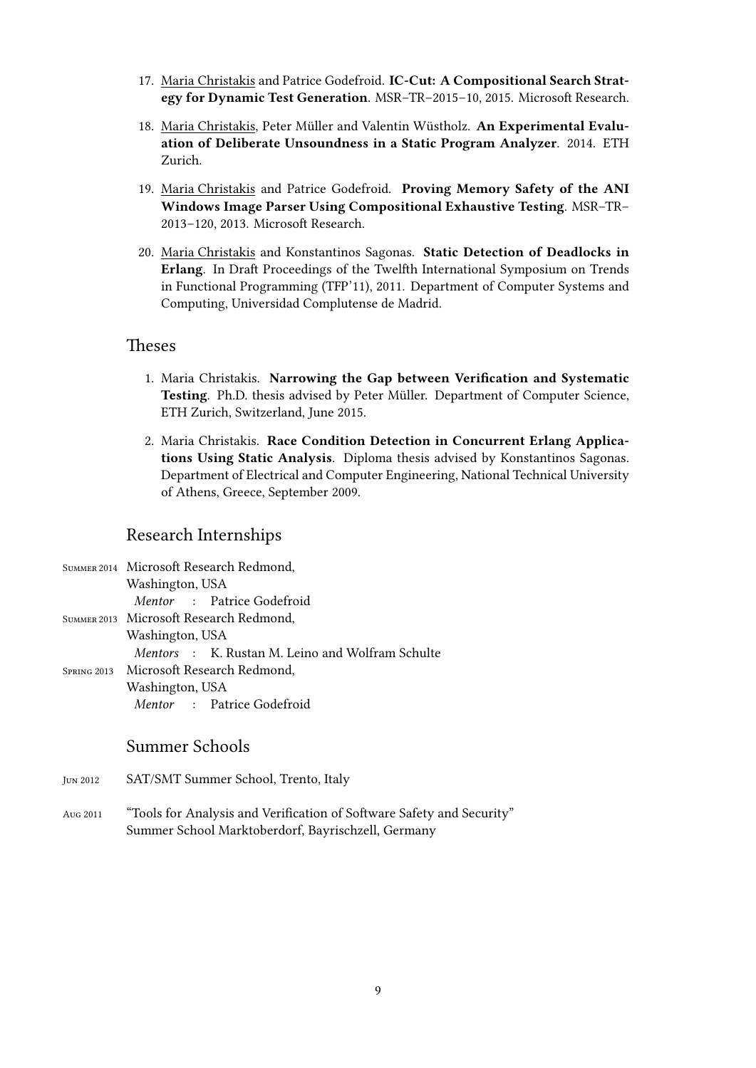17. Maria Christakis and Patrice Godefroid. **IC-Cut: A Compositional Search Strategy for Dynamic Test Generation**. MSR–TR–2015–10, 2015. Microsoft Research.

18. Maria Christakis, Peter Müller and Valentin Wüstholz. **An Experimental Evaluation of Deliberate Unsoundness in a Static Program Analyzer**. 2014. ETH Zurich.

19. Maria Christakis and Patrice Godefroid. **Proving Memory Safety of the ANI Windows Image Parser Using Compositional Exhaustive Testing**. MSR–TR–2013–120, 2013. Microsoft Research.

20. Maria Christakis and Konstantinos Sagonas. **Static Detection of Deadlocks in Erlang**. In Draft Proceedings of the Twelfth International Symposium on Trends in Functional Programming (TFP'11), 2011. Department of Computer Systems and Computing, Universidad Complutense de Madrid.

## Theses

1. Maria Christakis. **Narrowing the Gap between Verification and Systematic Testing**. Ph.D. thesis advised by Peter Müller. Department of Computer Science, ETH Zurich, Switzerland, June 2015.

2. Maria Christakis. **Race Condition Detection in Concurrent Erlang Applications Using Static Analysis**. Diploma thesis advised by Konstantinos Sagonas. Department of Electrical and Computer Engineering, National Technical University of Athens, Greece, September 2009.

## Research Internships

Summer 2014 — Microsoft Research Redmond, Washington, USA
*Mentor* : Patrice Godefroid

Summer 2013 — Microsoft Research Redmond, Washington, USA
*Mentors* : K. Rustan M. Leino and Wolfram Schulte

Spring 2013 — Microsoft Research Redmond, Washington, USA
*Mentor* : Patrice Godefroid

## Summer Schools

Jun 2012 — SAT/SMT Summer School, Trento, Italy

Aug 2011 — "Tools for Analysis and Verification of Software Safety and Security" Summer School Marktoberdorf, Bayrischzell, Germany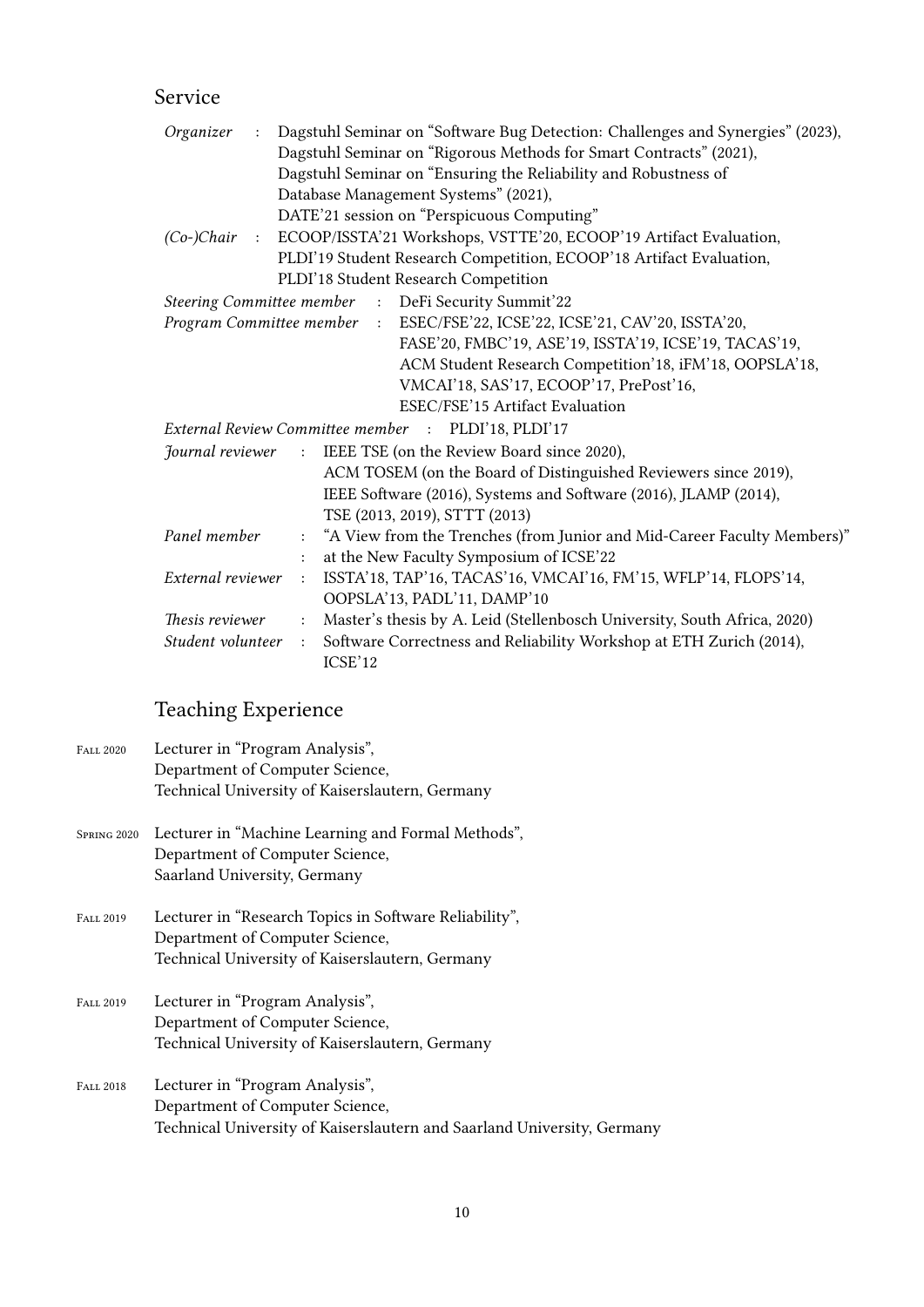## Service

*Organizer* : Dagstuhl Seminar on "Software Bug Detection: Challenges and Synergies" (2023), Dagstuhl Seminar on "Rigorous Methods for Smart Contracts" (2021), Dagstuhl Seminar on "Ensuring the Reliability and Robustness of Database Management Systems" (2021), DATE'21 session on "Perspicuous Computing"

*(Co-)Chair* : ECOOP/ISSTA'21 Workshops, VSTTE'20, ECOOP'19 Artifact Evaluation, PLDI'19 Student Research Competition, ECOOP'18 Artifact Evaluation, PLDI'18 Student Research Competition

*Steering Committee member* : DeFi Security Summit'22

*Program Committee member* : ESEC/FSE'22, ICSE'22, ICSE'21, CAV'20, ISSTA'20, FASE'20, FMBC'19, ASE'19, ISSTA'19, ICSE'19, TACAS'19, ACM Student Research Competition'18, iFM'18, OOPSLA'18, VMCAI'18, SAS'17, ECOOP'17, PrePost'16, ESEC/FSE'15 Artifact Evaluation

*External Review Committee member* : PLDI'18, PLDI'17

*Journal reviewer* : IEEE TSE (on the Review Board since 2020), ACM TOSEM (on the Board of Distinguished Reviewers since 2019), IEEE Software (2016), Systems and Software (2016), JLAMP (2014), TSE (2013, 2019), STTT (2013)

*Panel member* : "A View from the Trenches (from Junior and Mid-Career Faculty Members)" : at the New Faculty Symposium of ICSE'22

*External reviewer* : ISSTA'18, TAP'16, TACAS'16, VMCAI'16, FM'15, WFLP'14, FLOPS'14, OOPSLA'13, PADL'11, DAMP'10

*Thesis reviewer* : Master's thesis by A. Leid (Stellenbosch University, South Africa, 2020)

*Student volunteer* : Software Correctness and Reliability Workshop at ETH Zurich (2014), ICSE'12

## Teaching Experience

Fall 2020 — Lecturer in "Program Analysis",
Department of Computer Science,
Technical University of Kaiserslautern, Germany

Spring 2020 — Lecturer in "Machine Learning and Formal Methods",
Department of Computer Science,
Saarland University, Germany

Fall 2019 — Lecturer in "Research Topics in Software Reliability",
Department of Computer Science,
Technical University of Kaiserslautern, Germany

Fall 2019 — Lecturer in "Program Analysis",
Department of Computer Science,
Technical University of Kaiserslautern, Germany

Fall 2018 — Lecturer in "Program Analysis",
Department of Computer Science,
Technical University of Kaiserslautern and Saarland University, Germany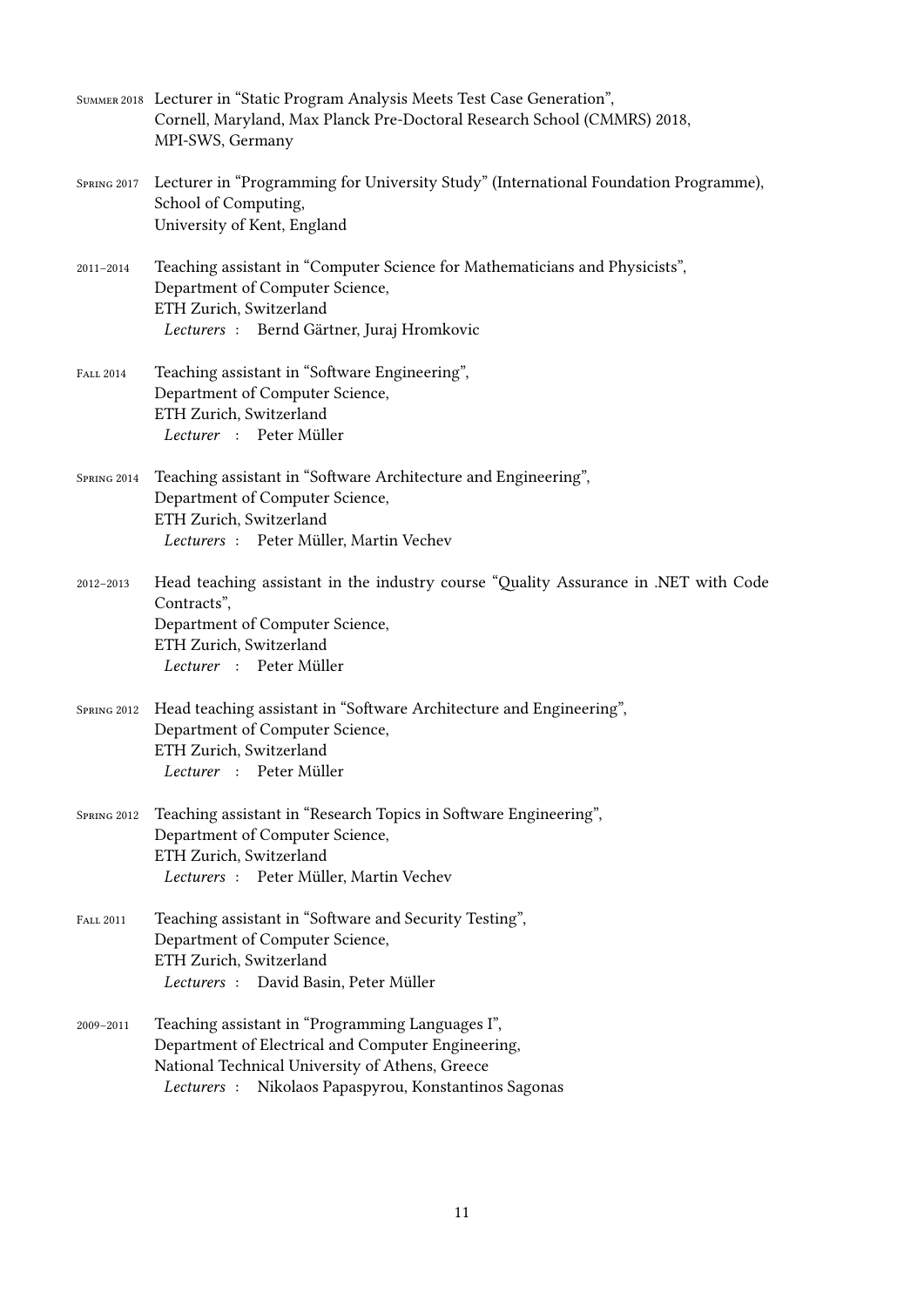Summer 2018 Lecturer in "Static Program Analysis Meets Test Case Generation",
Cornell, Maryland, Max Planck Pre-Doctoral Research School (CMMRS) 2018,
MPI-SWS, Germany

Spring 2017 Lecturer in "Programming for University Study" (International Foundation Programme),
School of Computing,
University of Kent, England

2011–2014 Teaching assistant in "Computer Science for Mathematicians and Physicists",
Department of Computer Science,
ETH Zurich, Switzerland
*Lecturers* : Bernd Gärtner, Juraj Hromkovic

Fall 2014 Teaching assistant in "Software Engineering",
Department of Computer Science,
ETH Zurich, Switzerland
*Lecturer* : Peter Müller

Spring 2014 Teaching assistant in "Software Architecture and Engineering",
Department of Computer Science,
ETH Zurich, Switzerland
*Lecturers* : Peter Müller, Martin Vechev

2012–2013 Head teaching assistant in the industry course "Quality Assurance in .NET with Code Contracts",
Department of Computer Science,
ETH Zurich, Switzerland
*Lecturer* : Peter Müller

Spring 2012 Head teaching assistant in "Software Architecture and Engineering",
Department of Computer Science,
ETH Zurich, Switzerland
*Lecturer* : Peter Müller

Spring 2012 Teaching assistant in "Research Topics in Software Engineering",
Department of Computer Science,
ETH Zurich, Switzerland
*Lecturers* : Peter Müller, Martin Vechev

Fall 2011 Teaching assistant in "Software and Security Testing",
Department of Computer Science,
ETH Zurich, Switzerland
*Lecturers* : David Basin, Peter Müller

2009–2011 Teaching assistant in "Programming Languages I",
Department of Electrical and Computer Engineering,
National Technical University of Athens, Greece
*Lecturers* : Nikolaos Papaspyrou, Konstantinos Sagonas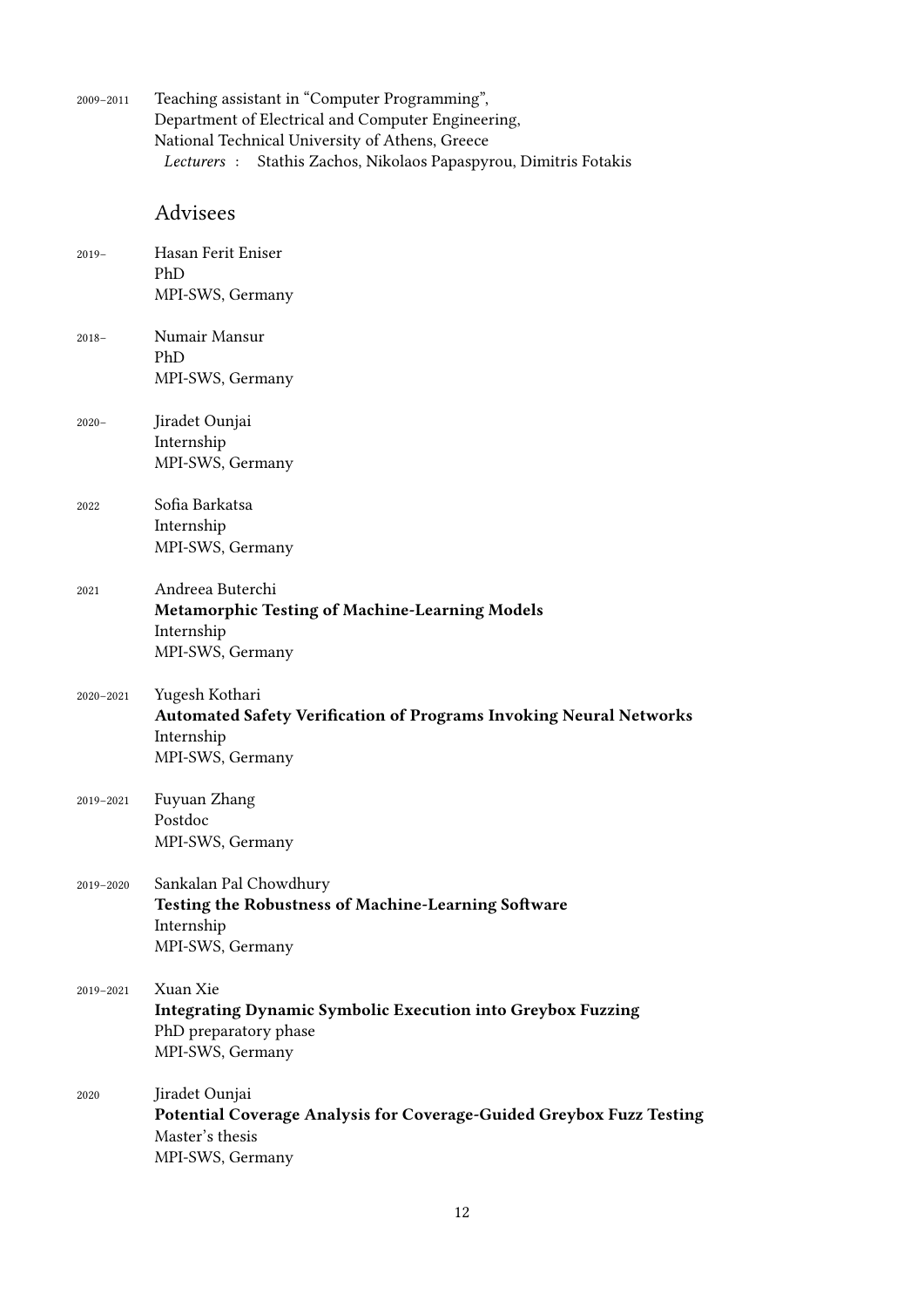2009–2011 Teaching assistant in "Computer Programming",
Department of Electrical and Computer Engineering,
National Technical University of Athens, Greece
*Lecturers* : Stathis Zachos, Nikolaos Papaspyrou, Dimitris Fotakis

## Advisees

2019– Hasan Ferit Eniser
PhD
MPI-SWS, Germany

2018– Numair Mansur
PhD
MPI-SWS, Germany

2020– Jiradet Ounjai
Internship
MPI-SWS, Germany

2022 Sofia Barkatsa
Internship
MPI-SWS, Germany

2021 Andreea Buterchi
**Metamorphic Testing of Machine-Learning Models**
Internship
MPI-SWS, Germany

2020–2021 Yugesh Kothari
**Automated Safety Verification of Programs Invoking Neural Networks**
Internship
MPI-SWS, Germany

2019–2021 Fuyuan Zhang
Postdoc
MPI-SWS, Germany

2019–2020 Sankalan Pal Chowdhury
**Testing the Robustness of Machine-Learning Software**
Internship
MPI-SWS, Germany

2019–2021 Xuan Xie
**Integrating Dynamic Symbolic Execution into Greybox Fuzzing**
PhD preparatory phase
MPI-SWS, Germany

2020 Jiradet Ounjai
**Potential Coverage Analysis for Coverage-Guided Greybox Fuzz Testing**
Master's thesis
MPI-SWS, Germany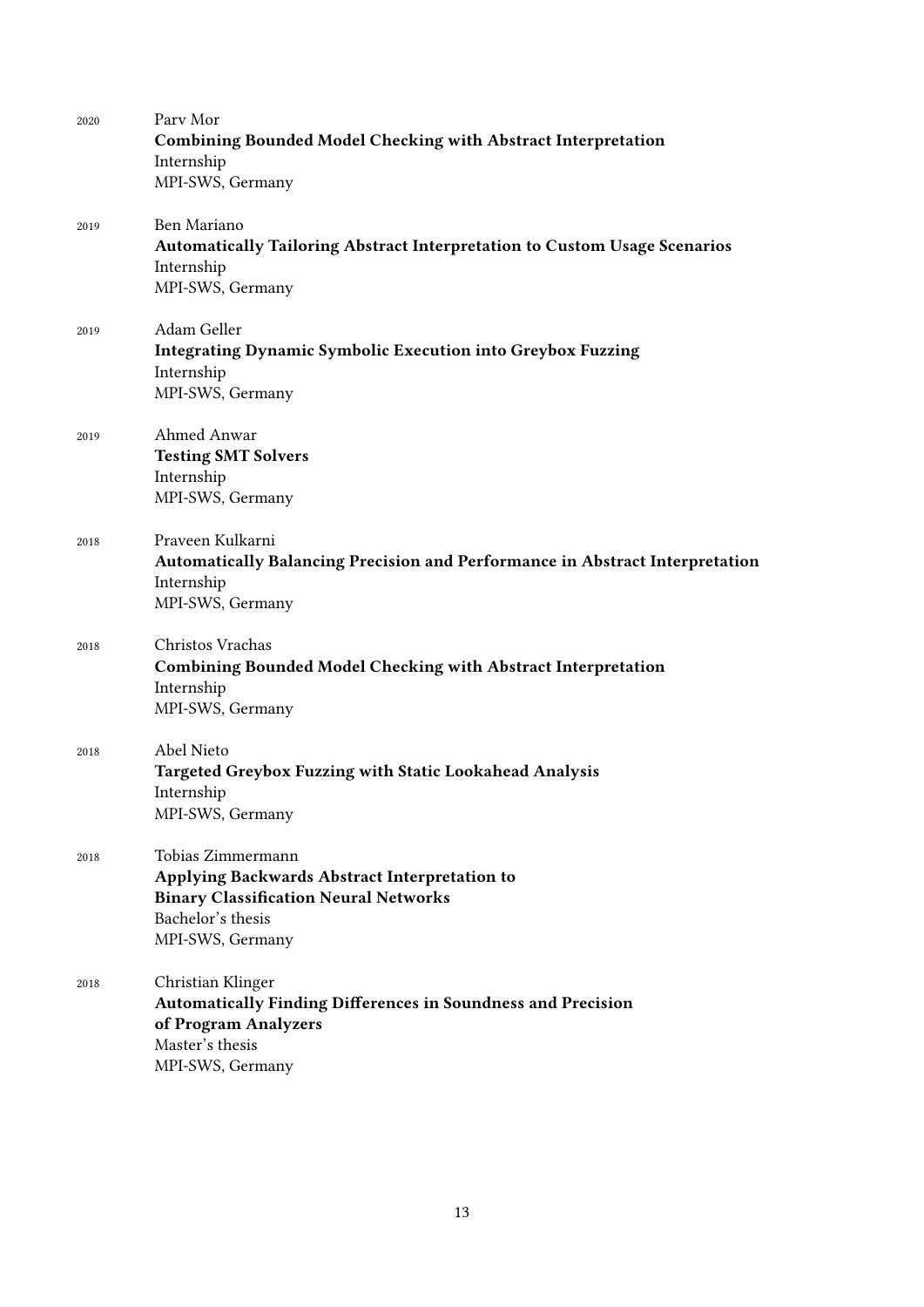2020 Parv Mor
**Combining Bounded Model Checking with Abstract Interpretation**
Internship
MPI-SWS, Germany

2019 Ben Mariano
**Automatically Tailoring Abstract Interpretation to Custom Usage Scenarios**
Internship
MPI-SWS, Germany

2019 Adam Geller
**Integrating Dynamic Symbolic Execution into Greybox Fuzzing**
Internship
MPI-SWS, Germany

2019 Ahmed Anwar
**Testing SMT Solvers**
Internship
MPI-SWS, Germany

2018 Praveen Kulkarni
**Automatically Balancing Precision and Performance in Abstract Interpretation**
Internship
MPI-SWS, Germany

2018 Christos Vrachas
**Combining Bounded Model Checking with Abstract Interpretation**
Internship
MPI-SWS, Germany

2018 Abel Nieto
**Targeted Greybox Fuzzing with Static Lookahead Analysis**
Internship
MPI-SWS, Germany

2018 Tobias Zimmermann
**Applying Backwards Abstract Interpretation to Binary Classification Neural Networks**
Bachelor's thesis
MPI-SWS, Germany

2018 Christian Klinger
**Automatically Finding Differences in Soundness and Precision of Program Analyzers**
Master's thesis
MPI-SWS, Germany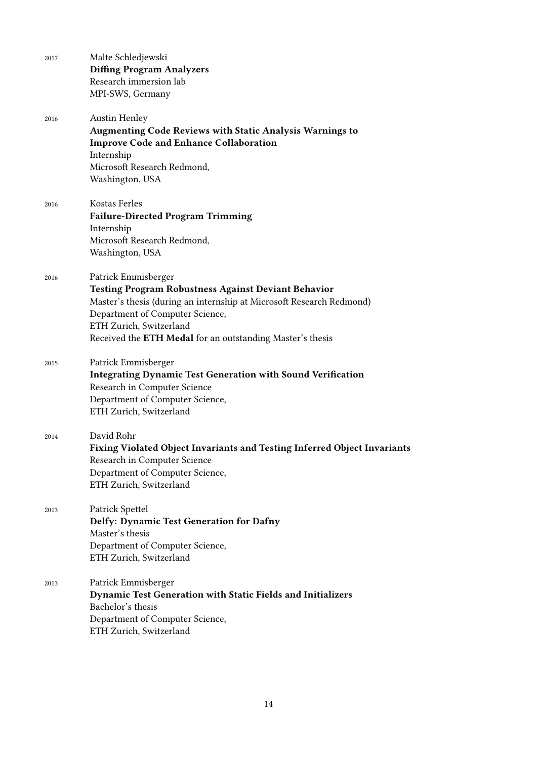2017 Malte Schledjewski
**Diffing Program Analyzers**
Research immersion lab
MPI-SWS, Germany

2016 Austin Henley
**Augmenting Code Reviews with Static Analysis Warnings to Improve Code and Enhance Collaboration**
Internship
Microsoft Research Redmond,
Washington, USA

2016 Kostas Ferles
**Failure-Directed Program Trimming**
Internship
Microsoft Research Redmond,
Washington, USA

2016 Patrick Emmisberger
**Testing Program Robustness Against Deviant Behavior**
Master's thesis (during an internship at Microsoft Research Redmond)
Department of Computer Science,
ETH Zurich, Switzerland
Received the **ETH Medal** for an outstanding Master's thesis

2015 Patrick Emmisberger
**Integrating Dynamic Test Generation with Sound Verification**
Research in Computer Science
Department of Computer Science,
ETH Zurich, Switzerland

2014 David Rohr
**Fixing Violated Object Invariants and Testing Inferred Object Invariants**
Research in Computer Science
Department of Computer Science,
ETH Zurich, Switzerland

2013 Patrick Spettel
**Delfy: Dynamic Test Generation for Dafny**
Master's thesis
Department of Computer Science,
ETH Zurich, Switzerland

2013 Patrick Emmisberger
**Dynamic Test Generation with Static Fields and Initializers**
Bachelor's thesis
Department of Computer Science,
ETH Zurich, Switzerland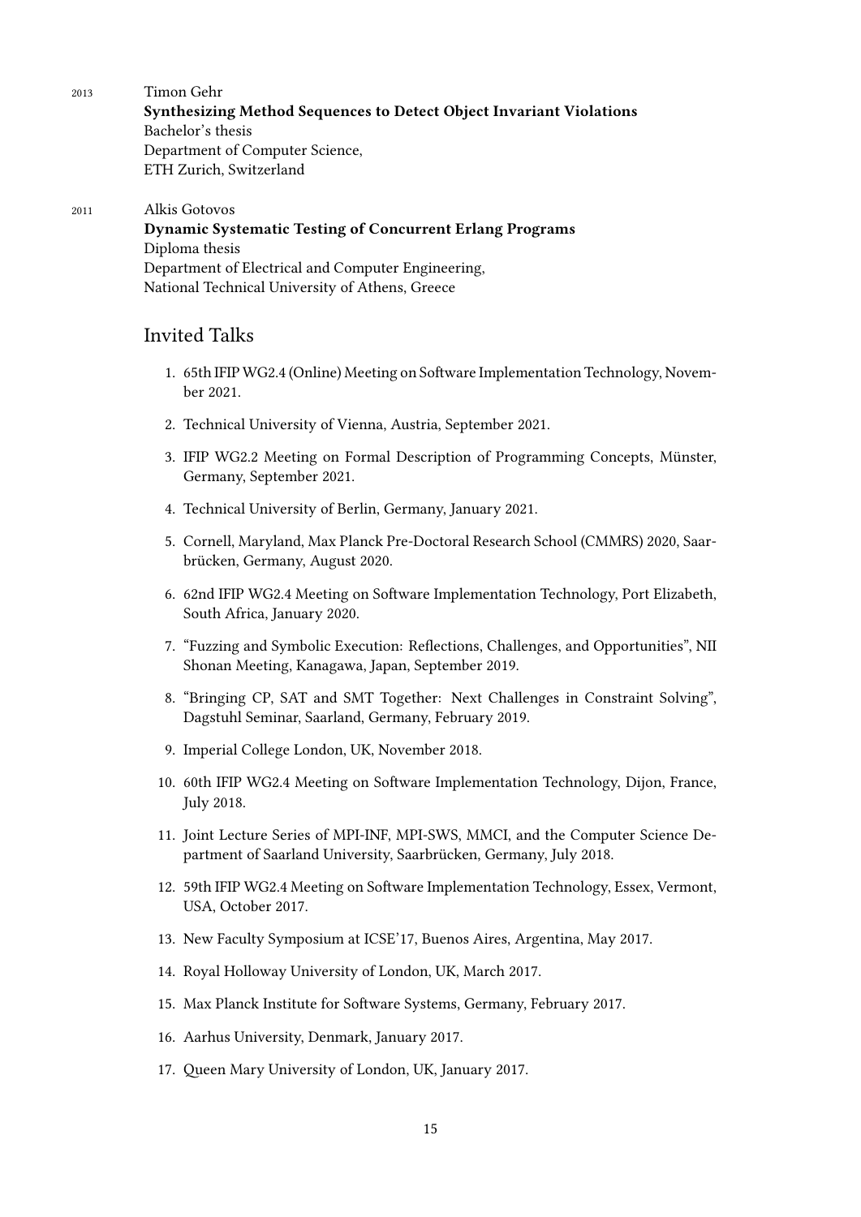2013 Timon Gehr
**Synthesizing Method Sequences to Detect Object Invariant Violations**
Bachelor's thesis
Department of Computer Science,
ETH Zurich, Switzerland

2011 Alkis Gotovos
**Dynamic Systematic Testing of Concurrent Erlang Programs**
Diploma thesis
Department of Electrical and Computer Engineering,
National Technical University of Athens, Greece

## Invited Talks

1. 65th IFIP WG2.4 (Online) Meeting on Software Implementation Technology, November 2021.
2. Technical University of Vienna, Austria, September 2021.
3. IFIP WG2.2 Meeting on Formal Description of Programming Concepts, Münster, Germany, September 2021.
4. Technical University of Berlin, Germany, January 2021.
5. Cornell, Maryland, Max Planck Pre-Doctoral Research School (CMMRS) 2020, Saarbrücken, Germany, August 2020.
6. 62nd IFIP WG2.4 Meeting on Software Implementation Technology, Port Elizabeth, South Africa, January 2020.
7. "Fuzzing and Symbolic Execution: Reflections, Challenges, and Opportunities", NII Shonan Meeting, Kanagawa, Japan, September 2019.
8. "Bringing CP, SAT and SMT Together: Next Challenges in Constraint Solving", Dagstuhl Seminar, Saarland, Germany, February 2019.
9. Imperial College London, UK, November 2018.
10. 60th IFIP WG2.4 Meeting on Software Implementation Technology, Dijon, France, July 2018.
11. Joint Lecture Series of MPI-INF, MPI-SWS, MMCI, and the Computer Science Department of Saarland University, Saarbrücken, Germany, July 2018.
12. 59th IFIP WG2.4 Meeting on Software Implementation Technology, Essex, Vermont, USA, October 2017.
13. New Faculty Symposium at ICSE'17, Buenos Aires, Argentina, May 2017.
14. Royal Holloway University of London, UK, March 2017.
15. Max Planck Institute for Software Systems, Germany, February 2017.
16. Aarhus University, Denmark, January 2017.
17. Queen Mary University of London, UK, January 2017.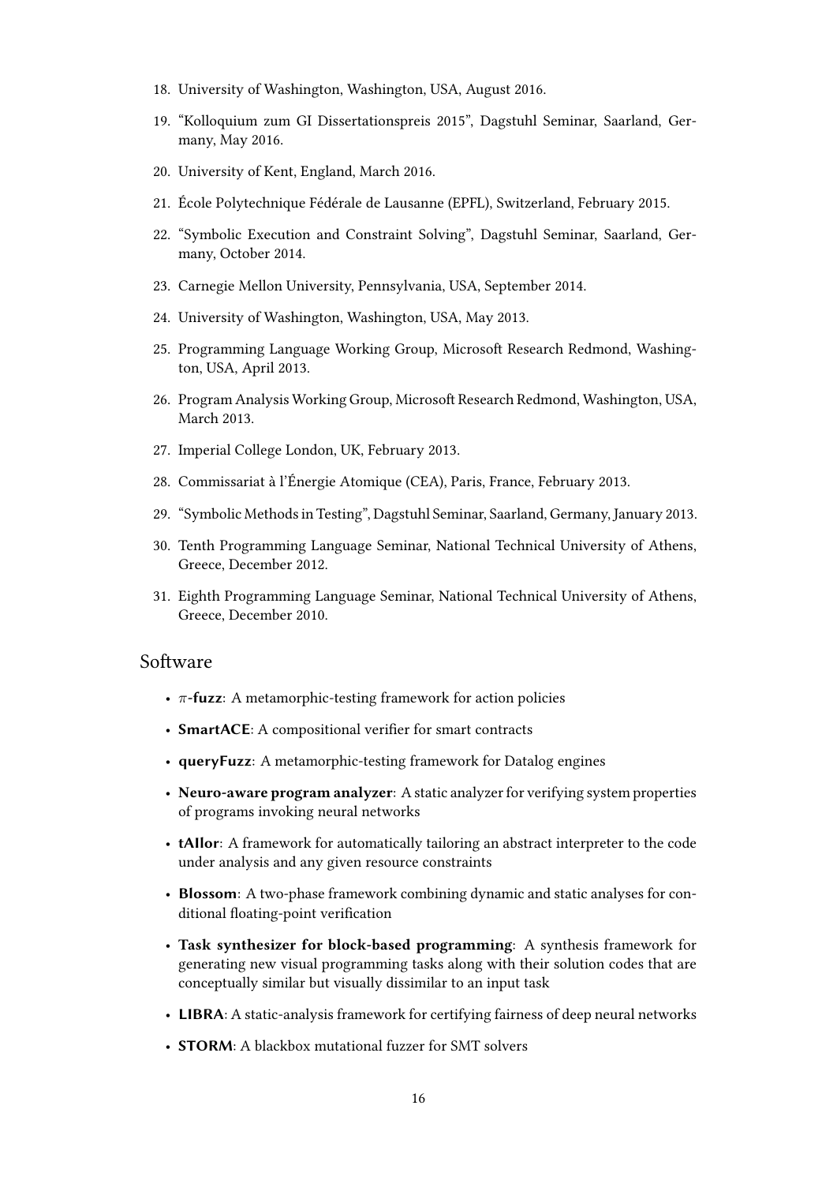18. University of Washington, Washington, USA, August 2016.
19. "Kolloquium zum GI Dissertationspreis 2015", Dagstuhl Seminar, Saarland, Germany, May 2016.
20. University of Kent, England, March 2016.
21. École Polytechnique Fédérale de Lausanne (EPFL), Switzerland, February 2015.
22. "Symbolic Execution and Constraint Solving", Dagstuhl Seminar, Saarland, Germany, October 2014.
23. Carnegie Mellon University, Pennsylvania, USA, September 2014.
24. University of Washington, Washington, USA, May 2013.
25. Programming Language Working Group, Microsoft Research Redmond, Washington, USA, April 2013.
26. Program Analysis Working Group, Microsoft Research Redmond, Washington, USA, March 2013.
27. Imperial College London, UK, February 2013.
28. Commissariat à l'Énergie Atomique (CEA), Paris, France, February 2013.
29. "Symbolic Methods in Testing", Dagstuhl Seminar, Saarland, Germany, January 2013.
30. Tenth Programming Language Seminar, National Technical University of Athens, Greece, December 2012.
31. Eighth Programming Language Seminar, National Technical University of Athens, Greece, December 2010.

## Software

- **$\pi$-fuzz**: A metamorphic-testing framework for action policies
- **SmartACE**: A compositional verifier for smart contracts
- **queryFuzz**: A metamorphic-testing framework for Datalog engines
- **Neuro-aware program analyzer**: A static analyzer for verifying system properties of programs invoking neural networks
- **tAIlor**: A framework for automatically tailoring an abstract interpreter to the code under analysis and any given resource constraints
- **Blossom**: A two-phase framework combining dynamic and static analyses for conditional floating-point verification
- **Task synthesizer for block-based programming**: A synthesis framework for generating new visual programming tasks along with their solution codes that are conceptually similar but visually dissimilar to an input task
- **LIBRA**: A static-analysis framework for certifying fairness of deep neural networks
- **STORM**: A blackbox mutational fuzzer for SMT solvers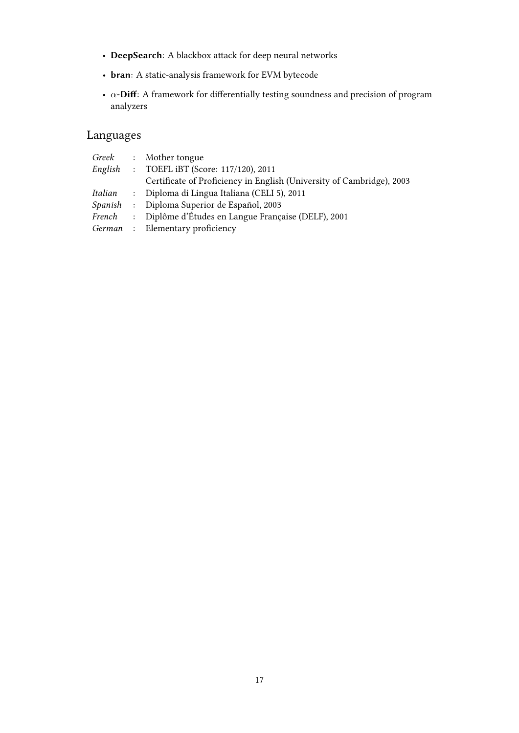- **DeepSearch**: A blackbox attack for deep neural networks
- **bran**: A static-analysis framework for EVM bytecode
- $\alpha$-**Diff**: A framework for differentially testing soundness and precision of program analyzers

## Languages

| | | |
|---|---|---|
| *Greek* | : | Mother tongue |
| *English* | : | TOEFL iBT (Score: 117/120), 2011 |
| | | Certificate of Proficiency in English (University of Cambridge), 2003 |
| *Italian* | : | Diploma di Lingua Italiana (CELI 5), 2011 |
| *Spanish* | : | Diploma Superior de Español, 2003 |
| *French* | : | Diplôme d'Études en Langue Française (DELF), 2001 |
| *German* | : | Elementary proficiency |